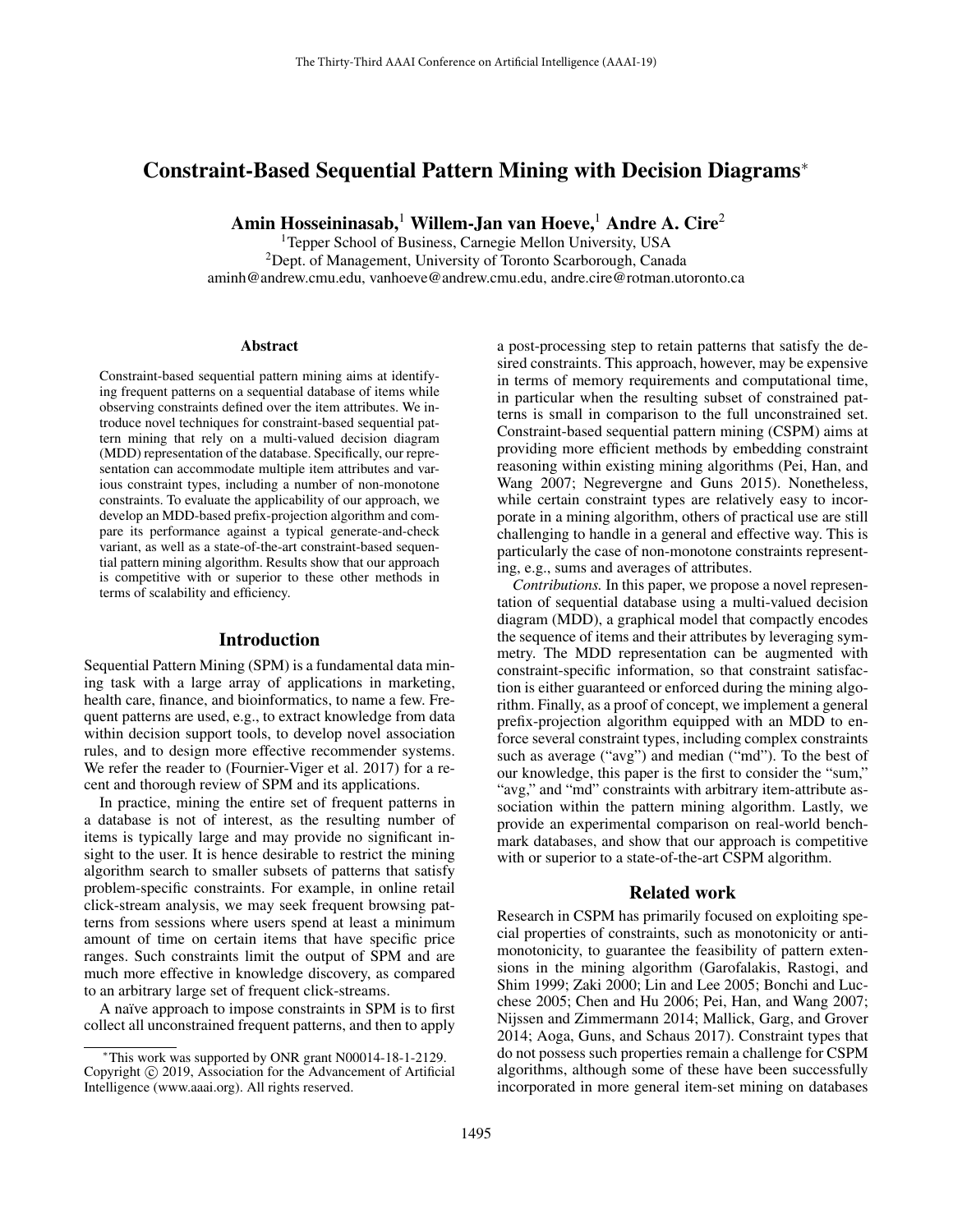# Constraint-Based Sequential Pattern Mining with Decision Diagrams*

**Amin Hosseininasab,[1] Willem-Jan van Hoeve,[1] Andre A. Cire[2]**

[1]Tepper School of Business, Carnegie Mellon University, USA
[2]Dept. of Management, University of Toronto Scarborough, Canada
aminh@andrew.cmu.edu, vanhoeve@andrew.cmu.edu, andre.cire@rotman.utoronto.ca

### Abstract

Constraint-based sequential pattern mining aims at identifying frequent patterns on a sequential database of items while observing constraints defined over the item attributes. We introduce novel techniques for constraint-based sequential pattern mining that rely on a multi-valued decision diagram (MDD) representation of the database. Specifically, our representation can accommodate multiple item attributes and various constraint types, including a number of non-monotone constraints. To evaluate the applicability of our approach, we develop an MDD-based prefix-projection algorithm and compare its performance against a typical generate-and-check variant, as well as a state-of-the-art constraint-based sequential pattern mining algorithm. Results show that our approach is competitive with or superior to these other methods in terms of scalability and efficiency.

## Introduction

Sequential Pattern Mining (SPM) is a fundamental data mining task with a large array of applications in marketing, health care, finance, and bioinformatics, to name a few. Frequent patterns are used, e.g., to extract knowledge from data within decision support tools, to develop novel association rules, and to design more effective recommender systems. We refer the reader to (Fournier-Viger et al. 2017) for a recent and thorough review of SPM and its applications.

In practice, mining the entire set of frequent patterns in a database is not of interest, as the resulting number of items is typically large and may provide no significant insight to the user. It is hence desirable to restrict the mining algorithm search to smaller subsets of patterns that satisfy problem-specific constraints. For example, in online retail click-stream analysis, we may seek frequent browsing patterns from sessions where users spend at least a minimum amount of time on certain items that have specific price ranges. Such constraints limit the output of SPM and are much more effective in knowledge discovery, as compared to an arbitrary large set of frequent click-streams.

A naïve approach to impose constraints in SPM is to first collect all unconstrained frequent patterns, and then to apply a post-processing step to retain patterns that satisfy the desired constraints. This approach, however, may be expensive in terms of memory requirements and computational time, in particular when the resulting subset of constrained patterns is small in comparison to the full unconstrained set. Constraint-based sequential pattern mining (CSPM) aims at providing more efficient methods by embedding constraint reasoning within existing mining algorithms (Pei, Han, and Wang 2007; Negrevergne and Guns 2015). Nonetheless, while certain constraint types are relatively easy to incorporate in a mining algorithm, others of practical use are still challenging to handle in a general and effective way. This is particularly the case of non-monotone constraints representing, e.g., sums and averages of attributes.

*Contributions.* In this paper, we propose a novel representation of sequential database using a multi-valued decision diagram (MDD), a graphical model that compactly encodes the sequence of items and their attributes by leveraging symmetry. The MDD representation can be augmented with constraint-specific information, so that constraint satisfaction is either guaranteed or enforced during the mining algorithm. Finally, as a proof of concept, we implement a general prefix-projection algorithm equipped with an MDD to enforce several constraint types, including complex constraints such as average ("avg") and median ("md"). To the best of our knowledge, this paper is the first to consider the "sum," "avg," and "md" constraints with arbitrary item-attribute association within the pattern mining algorithm. Lastly, we provide an experimental comparison on real-world benchmark databases, and show that our approach is competitive with or superior to a state-of-the-art CSPM algorithm.

## Related work

Research in CSPM has primarily focused on exploiting special properties of constraints, such as monotonicity or anti-monotonicity, to guarantee the feasibility of pattern extensions in the mining algorithm (Garofalakis, Rastogi, and Shim 1999; Zaki 2000; Lin and Lee 2005; Bonchi and Lucchese 2005; Chen and Hu 2006; Pei, Han, and Wang 2007; Nijssen and Zimmermann 2014; Mallick, Garg, and Grover 2014; Aoga, Guns, and Schaus 2017). Constraint types that do not possess such properties remain a challenge for CSPM algorithms, although some of these have been successfully incorporated in more general item-set mining on databases

*This work was supported by ONR grant N00014-18-1-2129. Copyright © 2019, Association for the Advancement of Artificial Intelligence (www.aaai.org). All rights reserved.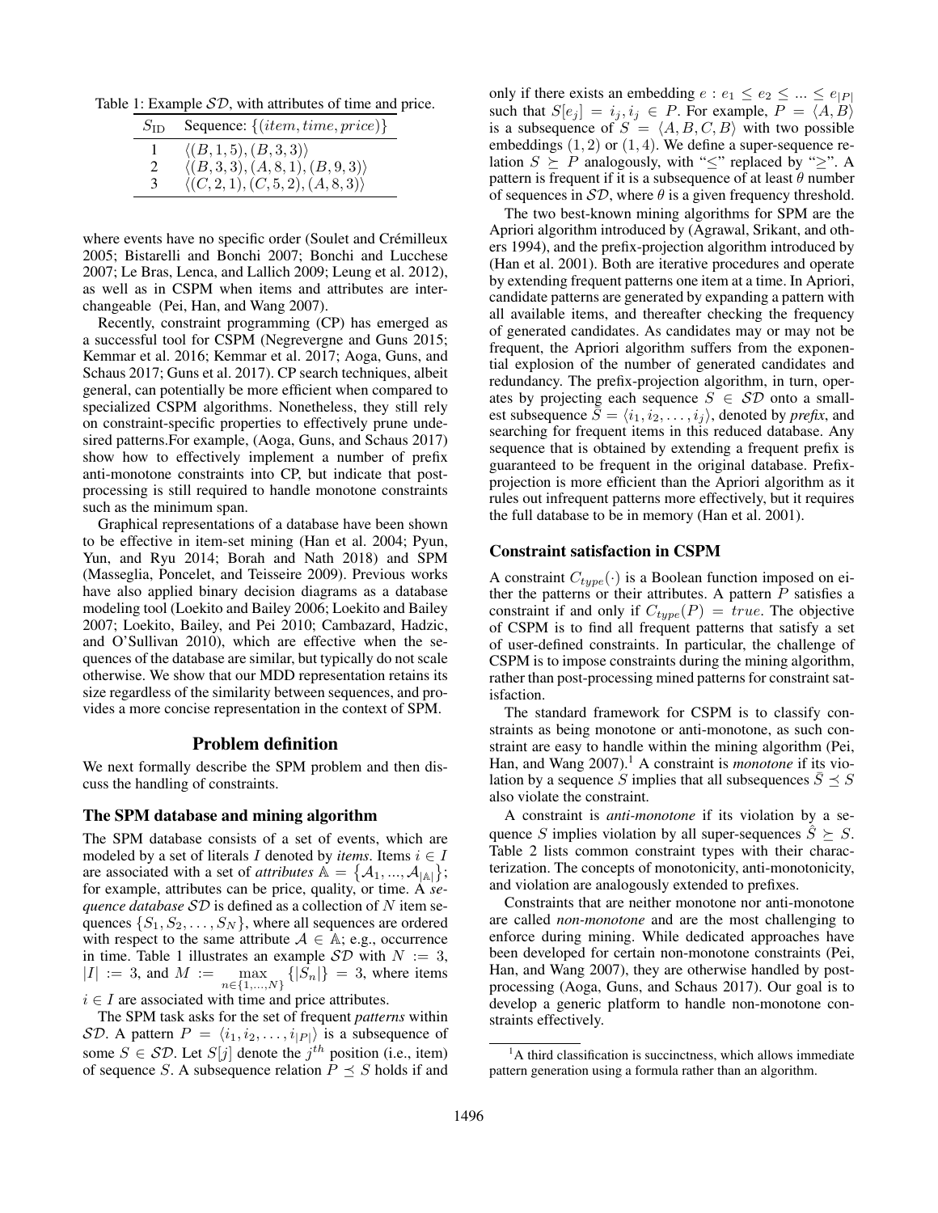Table 1: Example $\mathcal{SD}$, with attributes of time and price.

| $S_{\text{ID}}$ | Sequence: $\{(item, time, price)\}$ |
|---|---|
| 1 | $\langle(B, 1, 5), (B, 3, 3)\rangle$ |
| 2 | $\langle(B, 3, 3), (A, 8, 1), (B, 9, 3)\rangle$ |
| 3 | $\langle(C, 2, 1), (C, 5, 2), (A, 8, 3)\rangle$ |

where events have no specific order (Soulet and Crémilleux 2005; Bistarelli and Bonchi 2007; Bonchi and Lucchese 2007; Le Bras, Lenca, and Lallich 2009; Leung et al. 2012), as well as in CSPM when items and attributes are interchangeable (Pei, Han, and Wang 2007).

Recently, constraint programming (CP) has emerged as a successful tool for CSPM (Negrevergne and Guns 2015; Kemmar et al. 2016; Kemmar et al. 2017; Aoga, Guns, and Schaus 2017; Guns et al. 2017). CP search techniques, albeit general, can potentially be more efficient when compared to specialized CSPM algorithms. Nonetheless, they still rely on constraint-specific properties to effectively prune undesired patterns.For example, (Aoga, Guns, and Schaus 2017) show how to effectively implement a number of prefix anti-monotone constraints into CP, but indicate that post-processing is still required to handle monotone constraints such as the minimum span.

Graphical representations of a database have been shown to be effective in item-set mining (Han et al. 2004; Pyun, Yun, and Ryu 2014; Borah and Nath 2018) and SPM (Masseglia, Poncelet, and Teisseire 2009). Previous works have also applied binary decision diagrams as a database modeling tool (Loekito and Bailey 2006; Loekito and Bailey 2007; Loekito, Bailey, and Pei 2010; Cambazard, Hadzic, and O'Sullivan 2010), which are effective when the sequences of the database are similar, but typically do not scale otherwise. We show that our MDD representation retains its size regardless of the similarity between sequences, and provides a more concise representation in the context of SPM.

## Problem definition

We next formally describe the SPM problem and then discuss the handling of constraints.

### The SPM database and mining algorithm

The SPM database consists of a set of events, which are modeled by a set of literals $I$ denoted by *items*. Items $i \in I$ are associated with a set of *attributes* $\mathbb{A} = \{\mathcal{A}_1, ..., \mathcal{A}_{|\mathbb{A}|}\}$; for example, attributes can be price, quality, or time. A *sequence database* $\mathcal{SD}$ is defined as a collection of $N$ item sequences $\{S_1, S_2, \ldots, S_N\}$, where all sequences are ordered with respect to the same attribute $\mathcal{A} \in \mathbb{A}$; e.g., occurrence in time. Table 1 illustrates an example $\mathcal{SD}$ with $N := 3$, $|I| := 3$, and $M := \max_{n \in \{1,\ldots,N\}} \{|S_n|\} = 3$, where items $i \in I$ are associated with time and price attributes.

The SPM task asks for the set of frequent *patterns* within $\mathcal{SD}$. A pattern $P = \langle i_1, i_2, \ldots, i_{|P|}\rangle$ is a subsequence of some $S \in \mathcal{SD}$. Let $S[j]$ denote the $j^{th}$ position (i.e., item) of sequence $S$. A subsequence relation $P \preceq S$ holds if and only if there exists an embedding $e : e_1 \leq e_2 \leq ... \leq e_{|P|}$ such that $S[e_j] = i_j, i_j \in P$. For example, $P = \langle A, B\rangle$ is a subsequence of $S = \langle A, B, C, B\rangle$ with two possible embeddings $(1, 2)$ or $(1, 4)$. We define a super-sequence relation $S \succeq P$ analogously, with "$\leq$" replaced by "$\geq$". A pattern is frequent if it is a subsequence of at least $\theta$ number of sequences in $\mathcal{SD}$, where $\theta$ is a given frequency threshold.

The two best-known mining algorithms for SPM are the Apriori algorithm introduced by (Agrawal, Srikant, and others 1994), and the prefix-projection algorithm introduced by (Han et al. 2001). Both are iterative procedures and operate by extending frequent patterns one item at a time. In Apriori, candidate patterns are generated by expanding a pattern with all available items, and thereafter checking the frequency of generated candidates. As candidates may or may not be frequent, the Apriori algorithm suffers from the exponential explosion of the number of generated candidates and redundancy. The prefix-projection algorithm, in turn, operates by projecting each sequence $S \in \mathcal{SD}$ onto a smallest subsequence $\bar{S} = \langle i_1, i_2, \ldots, i_j\rangle$, denoted by *prefix*, and searching for frequent items in this reduced database. Any sequence that is obtained by extending a frequent prefix is guaranteed to be frequent in the original database. Prefix-projection is more efficient than the Apriori algorithm as it rules out infrequent patterns more effectively, but it requires the full database to be in memory (Han et al. 2001).

### Constraint satisfaction in CSPM

A constraint $C_{type}(\cdot)$ is a Boolean function imposed on either the patterns or their attributes. A pattern $P$ satisfies a constraint if and only if $C_{type}(P) = true$. The objective of CSPM is to find all frequent patterns that satisfy a set of user-defined constraints. In particular, the challenge of CSPM is to impose constraints during the mining algorithm, rather than post-processing mined patterns for constraint satisfaction.

The standard framework for CSPM is to classify constraints as being monotone or anti-monotone, as such constraint are easy to handle within the mining algorithm (Pei, Han, and Wang 2007).[1] A constraint is *monotone* if its violation by a sequence $S$ implies that all subsequences $\bar{S} \preceq S$ also violate the constraint.

A constraint is *anti-monotone* if its violation by a sequence $S$ implies violation by all super-sequences $\hat{S} \succeq S$. Table 2 lists common constraint types with their characterization. The concepts of monotonicity, anti-monotonicity, and violation are analogously extended to prefixes.

Constraints that are neither monotone nor anti-monotone are called *non-monotone* and are the most challenging to enforce during mining. While dedicated approaches have been developed for certain non-monotone constraints (Pei, Han, and Wang 2007), they are otherwise handled by post-processing (Aoga, Guns, and Schaus 2017). Our goal is to develop a generic platform to handle non-monotone constraints effectively.

[1] A third classification is succinctness, which allows immediate pattern generation using a formula rather than an algorithm.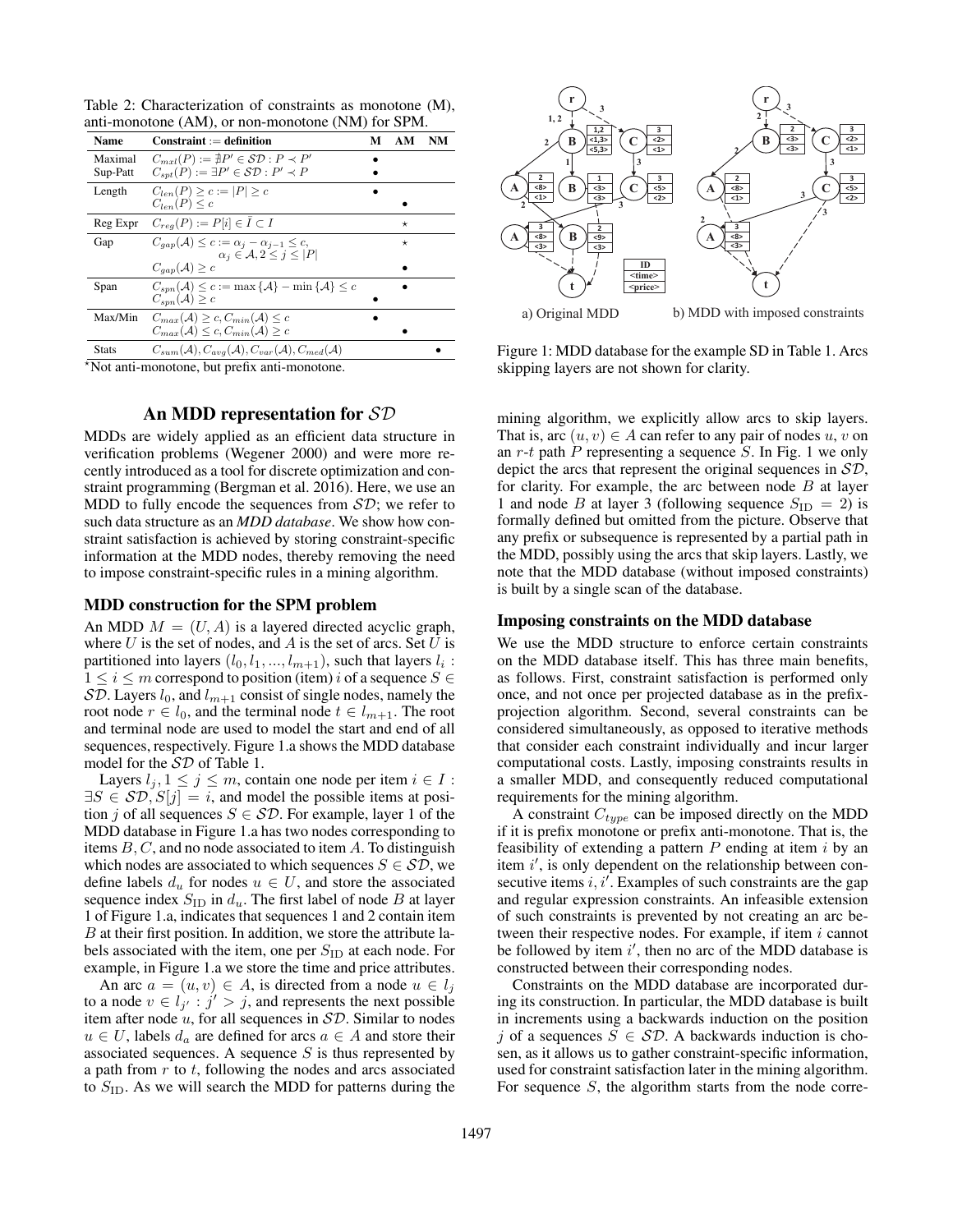Table 2: Characterization of constraints as monotone (M), anti-monotone (AM), or non-monotone (NM) for SPM.

| Name | Constraint := definition | M | AM | NM |
|---|---|---|---|---|
| Maximal | $C_{mxl}(P) := \nexists P' \in \mathcal{SD} : P \prec P'$ | • | | |
| Sup-Patt | $C_{spt}(P) := \exists P' \in \mathcal{SD} : P' \prec P$ | • | | |
| Length | $C_{len}(P) \geq c := \lvert P \rvert \geq c$ | • | | |
| | $C_{len}(P) \leq c$ | | • | |
| Reg Expr | $C_{reg}(P) := P[i] \in \bar{I} \subset I$ | | ⋆ | |
| Gap | $C_{gap}(\mathcal{A}) \leq c := \alpha_j - \alpha_{j-1} \leq c,$ $\alpha_j \in \mathcal{A}, 2 \leq j \leq \lvert P \rvert$ | | ⋆ | |
| | $C_{gap}(\mathcal{A}) \geq c$ | | • | |
| Span | $C_{spn}(\mathcal{A}) \leq c := \max\{\mathcal{A}\} - \min\{\mathcal{A}\} \leq c$ | | • | |
| | $C_{spn}(\mathcal{A}) \geq c$ | • | | |
| Max/Min | $C_{max}(\mathcal{A}) \geq c, C_{min}(\mathcal{A}) \leq c$ | • | | |
| | $C_{max}(\mathcal{A}) \leq c, C_{min}(\mathcal{A}) \geq c$ | | • | |
| Stats | $C_{sum}(\mathcal{A}), C_{avg}(\mathcal{A}), C_{var}(\mathcal{A}), C_{med}(\mathcal{A})$ | | | • |

⋆Not anti-monotone, but prefix anti-monotone.

## An MDD representation for $\mathcal{SD}$

MDDs are widely applied as an efficient data structure in verification problems (Wegener 2000) and were more recently introduced as a tool for discrete optimization and constraint programming (Bergman et al. 2016). Here, we use an MDD to fully encode the sequences from $\mathcal{SD}$; we refer to such data structure as an ***MDD database***. We show how constraint satisfaction is achieved by storing constraint-specific information at the MDD nodes, thereby removing the need to impose constraint-specific rules in a mining algorithm.

### MDD construction for the SPM problem

An MDD $M = (U, A)$ is a layered directed acyclic graph, where $U$ is the set of nodes, and $A$ is the set of arcs. Set $U$ is partitioned into layers $(l_0, l_1, ..., l_{m+1})$, such that layers $l_i$ : $1 \leq i \leq m$ correspond to position (item) $i$ of a sequence $S \in \mathcal{SD}$. Layers $l_0$, and $l_{m+1}$ consist of single nodes, namely the root node $r \in l_0$, and the terminal node $t \in l_{m+1}$. The root and terminal node are used to model the start and end of all sequences, respectively. Figure 1.a shows the MDD database model for the $\mathcal{SD}$ of Table 1.

Layers $l_j, 1 \leq j \leq m$, contain one node per item $i \in I$ : $\exists S \in \mathcal{SD}, S[j] = i$, and model the possible items at position $j$ of all sequences $S \in \mathcal{SD}$. For example, layer 1 of the MDD database in Figure 1.a has two nodes corresponding to items $B, C$, and no node associated to item $A$. To distinguish which nodes are associated to which sequences $S \in \mathcal{SD}$, we define labels $d_u$ for nodes $u \in U$, and store the associated sequence index $S_{\text{ID}}$ in $d_u$. The first label of node $B$ at layer 1 of Figure 1.a, indicates that sequences 1 and 2 contain item $B$ at their first position. In addition, we store the attribute labels associated with the item, one per $S_{\text{ID}}$ at each node. For example, in Figure 1.a we store the time and price attributes.

An arc $a = (u, v) \in A$, is directed from a node $u \in l_j$ to a node $v \in l_{j'} : j' > j$, and represents the next possible item after node $u$, for all sequences in $\mathcal{SD}$. Similar to nodes $u \in U$, labels $d_a$ are defined for arcs $a \in A$ and store their associated sequences. A sequence $S$ is thus represented by a path from $r$ to $t$, following the nodes and arcs associated to $S_{\text{ID}}$. As we will search the MDD for patterns during the mining algorithm, we explicitly allow arcs to skip layers. That is, arc $(u, v) \in A$ can refer to any pair of nodes $u, v$ on an $r$-$t$ path $P$ representing a sequence $S$. In Fig. 1 we only depict the arcs that represent the original sequences in $\mathcal{SD}$, for clarity. For example, the arc between node $B$ at layer 1 and node $B$ at layer 3 (following sequence $S_{\text{ID}} = 2$) is formally defined but omitted from the picture. Observe that any prefix or subsequence is represented by a partial path in the MDD, possibly using the arcs that skip layers. Lastly, we note that the MDD database (without imposed constraints) is built by a single scan of the database.

Figure 1: MDD database for the example SD in Table 1. Arcs skipping layers are not shown for clarity. a) Original MDD b) MDD with imposed constraints

### Imposing constraints on the MDD database

We use the MDD structure to enforce certain constraints on the MDD database itself. This has three main benefits, as follows. First, constraint satisfaction is performed only once, and not once per projected database as in the prefix-projection algorithm. Second, several constraints can be considered simultaneously, as opposed to iterative methods that consider each constraint individually and incur larger computational costs. Lastly, imposing constraints results in a smaller MDD, and consequently reduced computational requirements for the mining algorithm.

A constraint $C_{type}$ can be imposed directly on the MDD if it is prefix monotone or prefix anti-monotone. That is, the feasibility of extending a pattern $P$ ending at item $i$ by an item $i'$, is only dependent on the relationship between consecutive items $i, i'$. Examples of such constraints are the gap and regular expression constraints. An infeasible extension of such constraints is prevented by not creating an arc between their respective nodes. For example, if item $i$ cannot be followed by item $i'$, then no arc of the MDD database is constructed between their corresponding nodes.

Constraints on the MDD database are incorporated during its construction. In particular, the MDD database is built in increments using a backwards induction on the position $j$ of a sequences $S \in \mathcal{SD}$. A backwards induction is chosen, as it allows us to gather constraint-specific information, used for constraint satisfaction later in the mining algorithm. For sequence $S$, the algorithm starts from the node corre-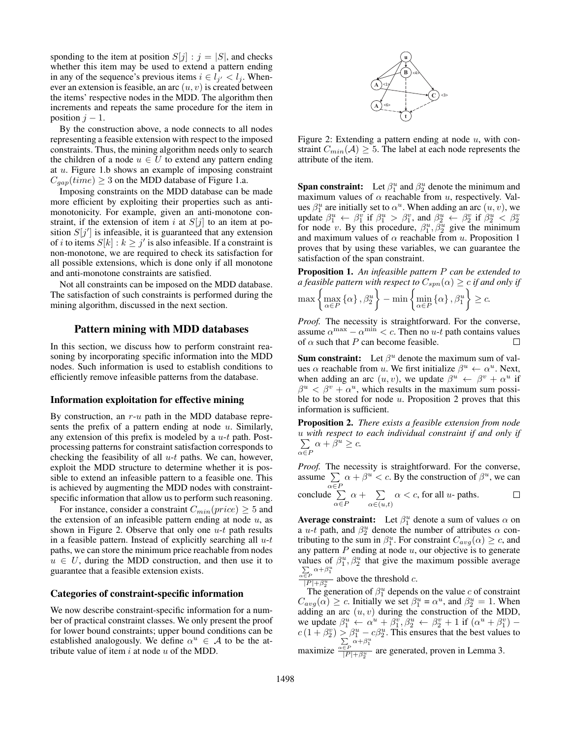sponding to the item at position $S[j] : j = |S|$, and checks whether this item may be used to extend a pattern ending in any of the sequence's previous items $i \in l_{j'} < l_j$. Whenever an extension is feasible, an arc $(u, v)$ is created between the items' respective nodes in the MDD. The algorithm then increments and repeats the same procedure for the item in position $j - 1$.

By the construction above, a node connects to all nodes representing a feasible extension with respect to the imposed constraints. Thus, the mining algorithm needs only to search the children of a node $u \in U$ to extend any pattern ending at $u$. Figure 1.b shows an example of imposing constraint $C_{gap}(time) \geq 3$ on the MDD database of Figure 1.a.

Imposing constraints on the MDD database can be made more efficient by exploiting their properties such as anti-monotonicity. For example, given an anti-monotone constraint, if the extension of item $i$ at $S[j]$ to an item at position $S[j']$ is infeasible, it is guaranteed that any extension of $i$ to items $S[k] : k \geq j'$ is also infeasible. If a constraint is non-monotone, we are required to check its satisfaction for all possible extensions, which is done only if all monotone and anti-monotone constraints are satisfied.

Not all constraints can be imposed on the MDD database. The satisfaction of such constraints is performed during the mining algorithm, discussed in the next section.

## Pattern mining with MDD databases

In this section, we discuss how to perform constraint reasoning by incorporating specific information into the MDD nodes. Such information is used to establish conditions to efficiently remove infeasible patterns from the database.

### Information exploitation for effective mining

By construction, an $r$-$u$ path in the MDD database represents the prefix of a pattern ending at node $u$. Similarly, any extension of this prefix is modeled by a $u$-$t$ path. Post-processing patterns for constraint satisfaction corresponds to checking the feasibility of all $u$-$t$ paths. We can, however, exploit the MDD structure to determine whether it is possible to extend an infeasible pattern to a feasible one. This is achieved by augmenting the MDD nodes with constraint-specific information that allow us to perform such reasoning.

For instance, consider a constraint $C_{min}(price) \geq 5$ and the extension of an infeasible pattern ending at node $u$, as shown in Figure 2. Observe that only one $u$-$t$ path results in a feasible pattern. Instead of explicitly searching all $u$-$t$ paths, we can store the minimum price reachable from nodes $u \in U$, during the MDD construction, and then use it to guarantee that a feasible extension exists.

### Categories of constraint-specific information

We now describe constraint-specific information for a number of practical constraint classes. We only present the proof for lower bound constraints; upper bound conditions can be established analogously. We define $\alpha^u \in \mathcal{A}$ to be the attribute value of item $i$ at node $u$ of the MDD.

Figure 2: Extending a pattern ending at node $u$, with constraint $C_{min}(\mathcal{A}) \geq 5$. The label at each node represents the attribute of the item.

**Span constraint:** Let $\beta_1^u$ and $\beta_2^u$ denote the minimum and maximum values of $\alpha$ reachable from $u$, respectively. Values $\beta_1^u$ are initially set to $\alpha^u$. When adding an arc $(u, v)$, we update $\beta_1^u \leftarrow \beta_1^v$ if $\beta_1^u > \beta_1^v$, and $\beta_2^u \leftarrow \beta_2^v$ if $\beta_2^u < \beta_2^v$ for node $v$. By this procedure, $\beta_1^u, \beta_2^u$ give the minimum and maximum values of $\alpha$ reachable from $u$. Proposition 1 proves that by using these variables, we can guarantee the satisfaction of the span constraint.

**Proposition 1.** *An infeasible pattern $P$ can be extended to a feasible pattern with respect to $C_{spn}(\alpha) \geq c$ if and only if*

$$\max\left\{\max_{\alpha \in P}\{\alpha\}, \beta_2^u\right\} - \min\left\{\min_{\alpha \in P}\{\alpha\}, \beta_1^u\right\} \geq c.$$

*Proof.* The necessity is straightforward. For the converse, assume $\alpha^{\max} - \alpha^{\min} < c$. Then no $u$-$t$ path contains values of $\alpha$ such that $P$ can become feasible. □

**Sum constraint:** Let $\beta^u$ denote the maximum sum of values $\alpha$ reachable from $u$. We first initialize $\beta^u \leftarrow \alpha^u$. Next, when adding an arc $(u, v)$, we update $\beta^u \leftarrow \beta^v + \alpha^u$ if $\beta^u < \beta^v + \alpha^u$, which results in the maximum sum possible to be stored for node $u$. Proposition 2 proves that this information is sufficient.

**Proposition 2.** *There exists a feasible extension from node $u$ with respect to each individual constraint if and only if $\sum_{\alpha \in P} \alpha + \beta^u \geq c$.*

*Proof.* The necessity is straightforward. For the converse, assume $\sum_{\alpha \in P} \alpha + \beta^u < c$. By the construction of $\beta^u$, we can conclude $\sum_{\alpha \in P} \alpha + \sum_{\alpha \in (u,t)} \alpha < c$, for all $u$- paths. □

**Average constraint:** Let $\beta_1^u$ denote a sum of values $\alpha$ on a $u$-$t$ path, and $\beta_2^u$ denote the number of attributes $\alpha$ contributing to the sum in $\beta_1^u$. For constraint $C_{avg}(\alpha) \geq c$, and any pattern $P$ ending at node $u$, our objective is to generate values of $\beta_1^u, \beta_2^u$ that give the maximum possible average $\frac{\sum_{\alpha \in P} \alpha + \beta_1^u}{|P| + \beta_2^u}$ above the threshold $c$.

The generation of $\beta_1^u$ depends on the value $c$ of constraint $C_{avg}(\alpha) \geq c$. Initially we set $\beta_1^u = \alpha^u$, and $\beta_2^u = 1$. When adding an arc $(u, v)$ during the construction of the MDD, we update $\beta_1^u \leftarrow \alpha^u + \beta_1^v, \beta_2^u \leftarrow \beta_2^v + 1$ if $(\alpha^u + \beta_1^v) - c(1 + \beta_2^v) > \beta_1^u - c\beta_2^u$. This ensures that the best values to maximize $\frac{\sum_{\alpha \in P} \alpha + \beta_1^u}{|P| + \beta_2^u}$ are generated, proven in Lemma 3.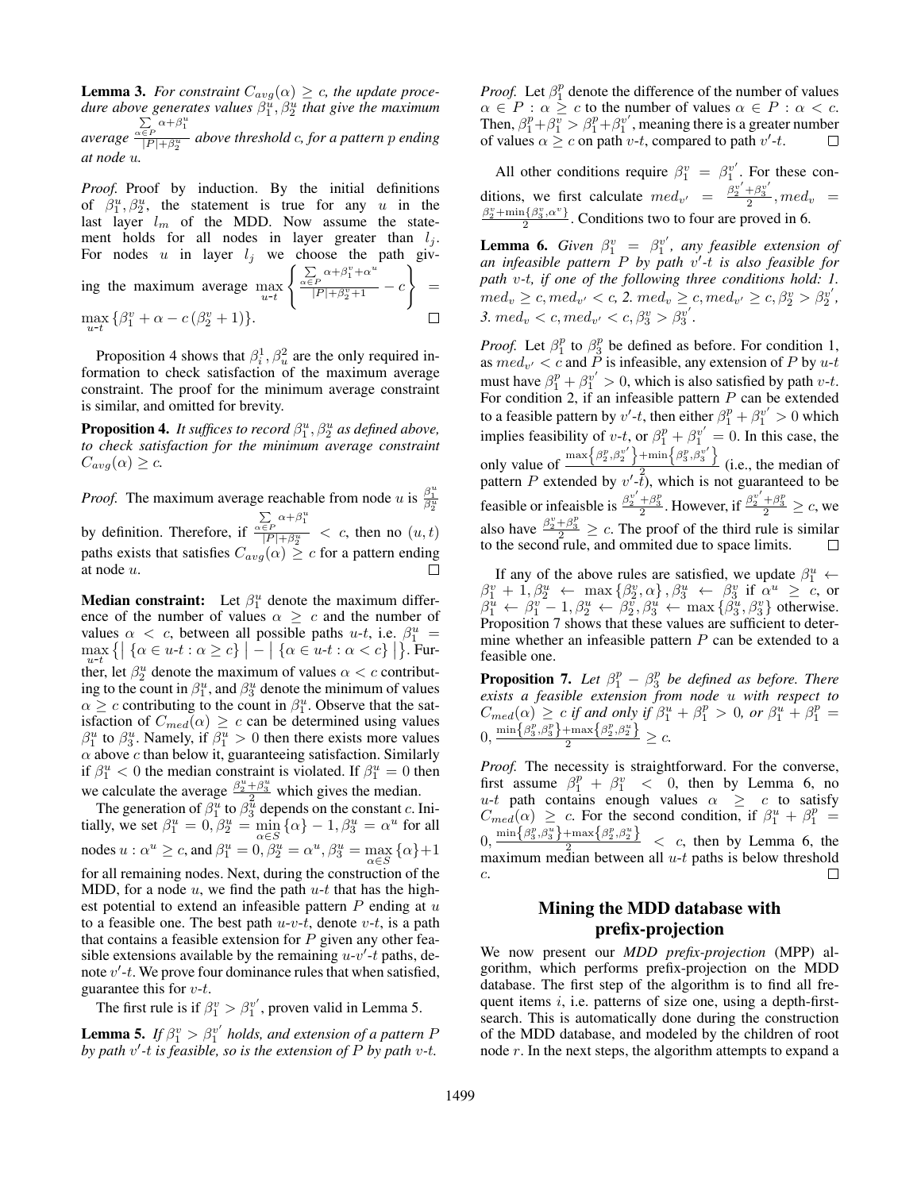**Lemma 3.** *For constraint $C_{avg}(\alpha) \geq c$, the update procedure above generates values $\beta_1^u, \beta_2^u$ that give the maximum average $\frac{\sum_{\alpha \in P} \alpha + \beta_1^u}{|P| + \beta_2^u}$ above threshold $c$, for a pattern $p$ ending at node $u$.*

*Proof.* Proof by induction. By the initial definitions of $\beta_1^u, \beta_2^u$, the statement is true for any $u$ in the last layer $l_m$ of the MDD. Now assume the statement holds for all nodes in layer greater than $l_j$. For nodes $u$ in layer $l_j$ we choose the path giving the maximum average $\max_{u\text{-}t} \left\{ \frac{\sum_{\alpha \in P} \alpha + \beta_1^v + \alpha^u}{|P| + \beta_2^v + 1} - c \right\} = \max_{u\text{-}t} \{ \beta_1^v + \alpha - c(\beta_2^v + 1) \}$. □

Proposition 4 shows that $\beta_i^1, \beta_u^2$ are the only required information to check satisfaction of the maximum average constraint. The proof for the minimum average constraint is similar, and omitted for brevity.

**Proposition 4.** *It suffices to record $\beta_1^u, \beta_2^u$ as defined above, to check satisfaction for the minimum average constraint $C_{avg}(\alpha) \geq c$.*

*Proof.* The maximum average reachable from node $u$ is $\frac{\beta_1^u}{\beta_2^u}$ by definition. Therefore, if $\frac{\sum_{\alpha \in P} \alpha + \beta_1^u}{|P| + \beta_2^u} < c$, then no $(u, t)$ paths exists that satisfies $C_{avg}(\alpha) \geq c$ for a pattern ending at node $u$. □

**Median constraint:** Let $\beta_1^u$ denote the maximum difference of the number of values $\alpha \geq c$ and the number of values $\alpha < c$, between all possible paths $u$-$t$, i.e. $\beta_1^u = \max_{u\text{-}t} \{ | \{ \alpha \in u\text{-}t : \alpha \geq c \} | - | \{ \alpha \in u\text{-}t : \alpha < c \} | \}$. Further, let $\beta_2^u$ denote the maximum of values $\alpha < c$ contributing to the count in $\beta_1^u$, and $\beta_3^u$ denote the minimum of values $\alpha \geq c$ contributing to the count in $\beta_1^u$. Observe that the satisfaction of $C_{med}(\alpha) \geq c$ can be determined using values $\beta_1^u$ to $\beta_3^u$. Namely, if $\beta_1^u > 0$ then there exists more values $\alpha$ above $c$ than below it, guaranteeing satisfaction. Similarly if $\beta_1^u < 0$ the median constraint is violated. If $\beta_1^u = 0$ then we calculate the average $\frac{\beta_2^u + \beta_3^u}{2}$ which gives the median.

The generation of $\beta_1^u$ to $\beta_3^u$ depends on the constant $c$. Initially, we set $\beta_1^u = 0, \beta_2^u = \min_{\alpha \in S} \{\alpha\} - 1, \beta_3^u = \alpha^u$ for all nodes $u : \alpha^u \geq c$, and $\beta_1^u = 0, \beta_2^u = \alpha^u, \beta_3^u = \max_{\alpha \in S} \{\alpha\} + 1$ for all remaining nodes. Next, during the construction of the MDD, for a node $u$, we find the path $u$-$t$ that has the highest potential to extend an infeasible pattern $P$ ending at $u$ to a feasible one. The best path $u$-$v$-$t$, denote $v$-$t$, is a path that contains a feasible extension for $P$ given any other feasible extensions available by the remaining $u$-$v'$-$t$ paths, denote $v'$-$t$. We prove four dominance rules that when satisfied, guarantee this for $v$-$t$.

The first rule is if $\beta_1^v > \beta_1^{v'}$, proven valid in Lemma 5.

**Lemma 5.** *If $\beta_1^v > \beta_1^{v'}$ holds, and extension of a pattern $P$ by path $v'$-$t$ is feasible, so is the extension of $P$ by path $v$-$t$.*

*Proof.* Let $\beta_1^p$ denote the difference of the number of values $\alpha \in P : \alpha \geq c$ to the number of values $\alpha \in P : \alpha < c$. Then, $\beta_1^p + \beta_1^v > \beta_1^p + \beta_1^{v'}$, meaning there is a greater number of values $\alpha \geq c$ on path $v$-$t$, compared to path $v'$-$t$. □

All other conditions require $\beta_1^v = \beta_1^{v'}$. For these conditions, we first calculate $med_{v'} = \frac{\beta_2^{v'} + \beta_3^{v'}}{2}, med_v = \frac{\beta_2^v + \min\{\beta_3^v, \alpha^v\}}{2}$. Conditions two to four are proved in 6.

**Lemma 6.** *Given $\beta_1^v = \beta_1^{v'}$, any feasible extension of an infeasible pattern $P$ by path $v'$-$t$ is also feasible for path $v$-$t$, if one of the following three conditions hold: 1. $med_v \geq c, med_{v'} < c$, 2. $med_v \geq c, med_{v'} \geq c, \beta_2^v > \beta_2^{v'}$, 3. $med_v < c, med_{v'} < c, \beta_3^v > \beta_3^{v'}$.*

*Proof.* Let $\beta_1^p$ to $\beta_3^p$ be defined as before. For condition 1, as $med_{v'} < c$ and $P$ is infeasible, any extension of $P$ by $u$-$t$ must have $\beta_1^p + \beta_1^{v'} > 0$, which is also satisfied by path $v$-$t$. For condition 2, if an infeasible pattern $P$ can be extended to a feasible pattern by $v'$-$t$, then either $\beta_1^p + \beta_1^{v'} > 0$ which implies feasibility of $v$-$t$, or $\beta_1^p + \beta_1^{v'} = 0$. In this case, the only value of $\frac{\max\{\beta_2^p, \beta_2^{v'}\} + \min\{\beta_3^p, \beta_3^{v'}\}}{2}$ (i.e., the median of pattern $P$ extended by $v'$-$t$), which is not guaranteed to be feasible or infeaisble is $\frac{\beta_2^{v'} + \beta_3^p}{2}$. However, if $\frac{\beta_2^{v'} + \beta_3^p}{2} \geq c$, we also have $\frac{\beta_2^v + \beta_3^p}{2} \geq c$. The proof of the third rule is similar to the second rule, and ommited due to space limits. □

If any of the above rules are satisfied, we update $\beta_1^u \leftarrow \beta_1^v + 1, \beta_2^u \leftarrow \max\{\beta_2^v, \alpha\}, \beta_3^u \leftarrow \beta_3^v$ if $\alpha^u \geq c$, or $\beta_1^u \leftarrow \beta_1^v - 1, \beta_2^u \leftarrow \beta_2^v, \beta_3^u \leftarrow \max\{\beta_3^u, \beta_3^v\}$ otherwise. Proposition 7 shows that these values are sufficient to determine whether an infeasible pattern $P$ can be extended to a feasible one.

**Proposition 7.** *Let $\beta_1^p - \beta_3^p$ be defined as before. There exists a feasible extension from node $u$ with respect to $C_{med}(\alpha) \geq c$ if and only if $\beta_1^u + \beta_1^p > 0$, or $\beta_1^u + \beta_1^p = 0, \frac{\min\{\beta_3^p, \beta_3^u\} + \max\{\beta_2^p, \beta_2^u\}}{2} \geq c$.*

*Proof.* The necessity is straightforward. For the converse, first assume $\beta_1^p + \beta_1^v < 0$, then by Lemma 6, no $u$-$t$ path contains enough values $\alpha \geq c$ to satisfy $C_{med}(\alpha) \geq c$. For the second condition, if $\beta_1^u + \beta_1^p = 0, \frac{\min\{\beta_3^p, \beta_3^u\} + \max\{\beta_2^p, \beta_2^u\}}{2} < c$, then by Lemma 6, the maximum median between all $u$-$t$ paths is below threshold $c$. □

## Mining the MDD database with prefix-projection

We now present our *MDD prefix-projection* (MPP) algorithm, which performs prefix-projection on the MDD database. The first step of the algorithm is to find all frequent items $i$, i.e. patterns of size one, using a depth-first-search. This is automatically done during the construction of the MDD database, and modeled by the children of root node $r$. In the next steps, the algorithm attempts to expand a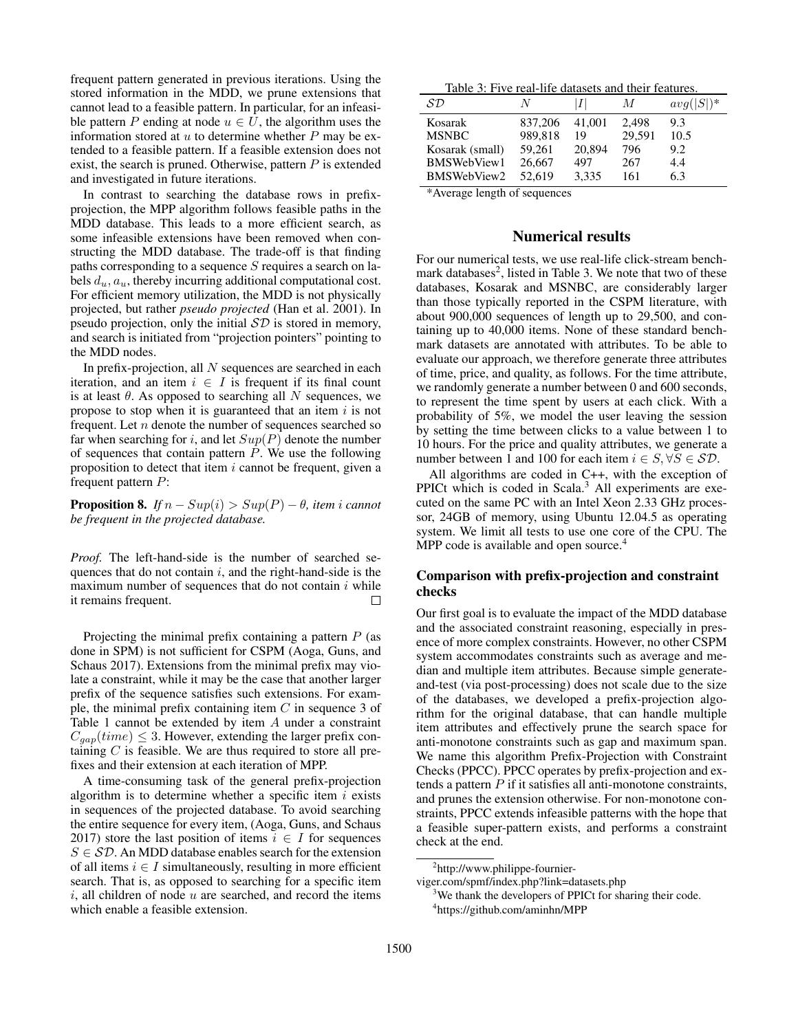frequent pattern generated in previous iterations. Using the stored information in the MDD, we prune extensions that cannot lead to a feasible pattern. In particular, for an infeasible pattern $P$ ending at node $u \in U$, the algorithm uses the information stored at $u$ to determine whether $P$ may be extended to a feasible pattern. If a feasible extension does not exist, the search is pruned. Otherwise, pattern $P$ is extended and investigated in future iterations.

In contrast to searching the database rows in prefix-projection, the MPP algorithm follows feasible paths in the MDD database. This leads to a more efficient search, as some infeasible extensions have been removed when constructing the MDD database. The trade-off is that finding paths corresponding to a sequence $S$ requires a search on labels $d_u, a_u$, thereby incurring additional computational cost. For efficient memory utilization, the MDD is not physically projected, but rather *pseudo projected* (Han et al. 2001). In pseudo projection, only the initial $\mathcal{SD}$ is stored in memory, and search is initiated from "projection pointers" pointing to the MDD nodes.

In prefix-projection, all $N$ sequences are searched in each iteration, and an item $i \in I$ is frequent if its final count is at least $\theta$. As opposed to searching all $N$ sequences, we propose to stop when it is guaranteed that an item $i$ is not frequent. Let $n$ denote the number of sequences searched so far when searching for $i$, and let $Sup(P)$ denote the number of sequences that contain pattern $P$. We use the following proposition to detect that item $i$ cannot be frequent, given a frequent pattern $P$:

**Proposition 8.** *If $n - Sup(i) > Sup(P) - \theta$, item $i$ cannot be frequent in the projected database.*

*Proof.* The left-hand-side is the number of searched sequences that do not contain $i$, and the right-hand-side is the maximum number of sequences that do not contain $i$ while it remains frequent. □

Projecting the minimal prefix containing a pattern $P$ (as done in SPM) is not sufficient for CSPM (Aoga, Guns, and Schaus 2017). Extensions from the minimal prefix may violate a constraint, while it may be the case that another larger prefix of the sequence satisfies such extensions. For example, the minimal prefix containing item $C$ in sequence 3 of Table 1 cannot be extended by item $A$ under a constraint $C_{gap}(time) \leq 3$. However, extending the larger prefix containing $C$ is feasible. We are thus required to store all prefixes and their extension at each iteration of MPP.

A time-consuming task of the general prefix-projection algorithm is to determine whether a specific item $i$ exists in sequences of the projected database. To avoid searching the entire sequence for every item, (Aoga, Guns, and Schaus 2017) store the last position of items $i \in I$ for sequences $S \in \mathcal{SD}$. An MDD database enables search for the extension of all items $i \in I$ simultaneously, resulting in more efficient search. That is, as opposed to searching for a specific item $i$, all children of node $u$ are searched, and record the items which enable a feasible extension.

Table 3: Five real-life datasets and their features.

| $\mathcal{SD}$ | $N$ | $\lvert I \rvert$ | $M$ | $avg(\lvert S \rvert)$* |
|---|---|---|---|---|
| Kosarak | 837,206 | 41,001 | 2,498 | 9.3 |
| MSNBC | 989,818 | 19 | 29,591 | 10.5 |
| Kosarak (small) | 59,261 | 20,894 | 796 | 9.2 |
| BMSWebView1 | 26,667 | 497 | 267 | 4.4 |
| BMSWebView2 | 52,619 | 3,335 | 161 | 6.3 |

*Average length of sequences

## Numerical results

For our numerical tests, we use real-life click-stream benchmark databases[2], listed in Table 3. We note that two of these databases, Kosarak and MSNBC, are considerably larger than those typically reported in the CSPM literature, with about 900,000 sequences of length up to 29,500, and containing up to 40,000 items. None of these standard benchmark datasets are annotated with attributes. To be able to evaluate our approach, we therefore generate three attributes of time, price, and quality, as follows. For the time attribute, we randomly generate a number between 0 and 600 seconds, to represent the time spent by users at each click. With a probability of 5%, we model the user leaving the session by setting the time between clicks to a value between 1 to 10 hours. For the price and quality attributes, we generate a number between 1 and 100 for each item $i \in S, \forall S \in \mathcal{SD}$.

All algorithms are coded in C++, with the exception of PPICt which is coded in Scala.[3] All experiments are executed on the same PC with an Intel Xeon 2.33 GHz processor, 24GB of memory, using Ubuntu 12.04.5 as operating system. We limit all tests to use one core of the CPU. The MPP code is available and open source.[4]

### Comparison with prefix-projection and constraint checks

Our first goal is to evaluate the impact of the MDD database and the associated constraint reasoning, especially in presence of more complex constraints. However, no other CSPM system accommodates constraints such as average and median and multiple item attributes. Because simple generate-and-test (via post-processing) does not scale due to the size of the databases, we developed a prefix-projection algorithm for the original database, that can handle multiple item attributes and effectively prune the search space for anti-monotone constraints such as gap and maximum span. We name this algorithm Prefix-Projection with Constraint Checks (PPCC). PPCC operates by prefix-projection and extends a pattern $P$ if it satisfies all anti-monotone constraints, and prunes the extension otherwise. For non-monotone constraints, PPCC extends infeasible patterns with the hope that a feasible super-pattern exists, and performs a constraint check at the end.

[2] http://www.philippe-fournier-viger.com/spmf/index.php?link=datasets.php

[3] We thank the developers of PPICt for sharing their code.

[4] https://github.com/aminhn/MPP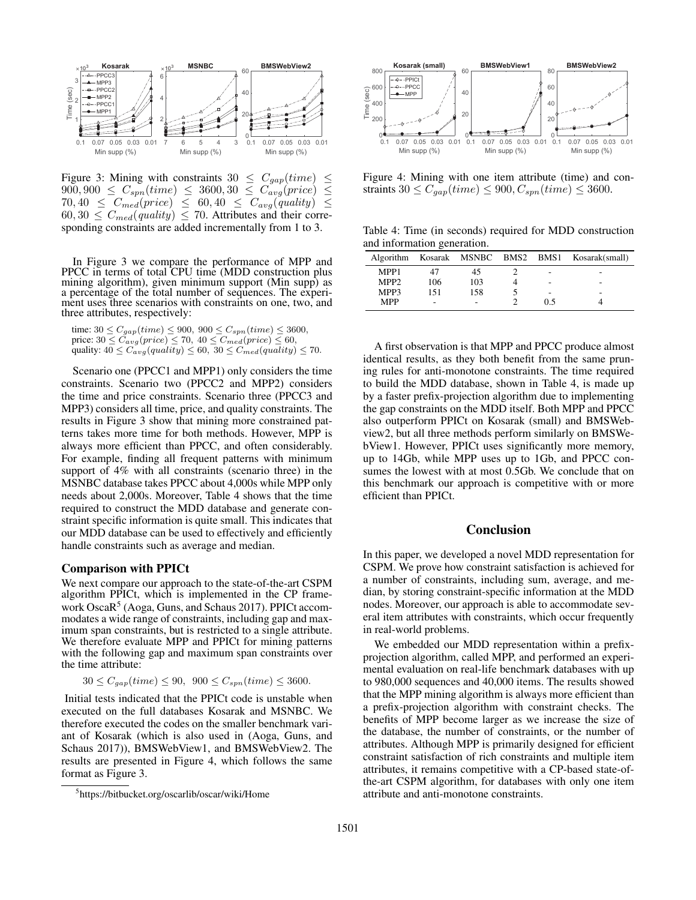Figure 3: Mining with constraints $30 \leq C_{gap}(time) \leq 900, 900 \leq C_{spn}(time) \leq 3600, 30 \leq C_{avg}(price) \leq 70, 40 \leq C_{med}(price) \leq 60, 40 \leq C_{avg}(quality) \leq 60, 30 \leq C_{med}(quality) \leq 70$. Attributes and their corresponding constraints are added incrementally from 1 to 3.

In Figure 3 we compare the performance of MPP and PPCC in terms of total CPU time (MDD construction plus mining algorithm), given minimum support (Min supp) as a percentage of the total number of sequences. The experiment uses three scenarios with constraints on one, two, and three attributes, respectively:

time: $30 \leq C_{gap}(time) \leq 900,\ 900 \leq C_{spn}(time) \leq 3600,$
price: $30 \leq C_{avg}(price) \leq 70,\ 40 \leq C_{med}(price) \leq 60,$
quality: $40 \leq C_{avg}(quality) \leq 60,\ 30 \leq C_{med}(quality) \leq 70.$

Scenario one (PPCC1 and MPP1) only considers the time constraints. Scenario two (PPCC2 and MPP2) considers the time and price constraints. Scenario three (PPCC3 and MPP3) considers all time, price, and quality constraints. The results in Figure 3 show that mining more constrained patterns takes more time for both methods. However, MPP is always more efficient than PPCC, and often considerably. For example, finding all frequent patterns with minimum support of 4% with all constraints (scenario three) in the MSNBC database takes PPCC about 4,000s while MPP only needs about 2,000s. Moreover, Table 4 shows that the time required to construct the MDD database and generate constraint specific information is quite small. This indicates that our MDD database can be used to effectively and efficiently handle constraints such as average and median.

### Comparison with PPICt

We next compare our approach to the state-of-the-art CSPM algorithm PPICt, which is implemented in the CP framework OscaR[5] (Aoga, Guns, and Schaus 2017). PPICt accommodates a wide range of constraints, including gap and maximum span constraints, but is restricted to a single attribute. We therefore evaluate MPP and PPICt for mining patterns with the following gap and maximum span constraints over the time attribute:

$$30 \leq C_{gap}(time) \leq 90,\ \ 900 \leq C_{spn}(time) \leq 3600.$$

Initial tests indicated that the PPICt code is unstable when executed on the full databases Kosarak and MSNBC. We therefore executed the codes on the smaller benchmark variant of Kosarak (which is also used in (Aoga, Guns, and Schaus 2017)), BMSWebView1, and BMSWebView2. The results are presented in Figure 4, which follows the same format as Figure 3.

[5]https://bitbucket.org/oscarlib/oscar/wiki/Home

Figure 4: Mining with one item attribute (time) and constraints $30 \leq C_{gap}(time) \leq 900, C_{spn}(time) \leq 3600$.

Table 4: Time (in seconds) required for MDD construction and information generation.

| Algorithm | Kosarak | MSNBC | BMS2 | BMS1 | Kosarak(small) |
|---|---|---|---|---|---|
| MPP1 | 47 | 45 | 2 | - | - |
| MPP2 | 106 | 103 | 4 | - | - |
| MPP3 | 151 | 158 | 5 | - | - |
| MPP | - | - | 2 | 0.5 | 4 |

A first observation is that MPP and PPCC produce almost identical results, as they both benefit from the same pruning rules for anti-monotone constraints. The time required to build the MDD database, shown in Table 4, is made up by a faster prefix-projection algorithm due to implementing the gap constraints on the MDD itself. Both MPP and PPCC also outperform PPICt on Kosarak (small) and BMSWebview2, but all three methods perform similarly on BMSWebView1. However, PPICt uses significantly more memory, up to 14Gb, while MPP uses up to 1Gb, and PPCC consumes the lowest with at most 0.5Gb. We conclude that on this benchmark our approach is competitive with or more efficient than PPICt.

## Conclusion

In this paper, we developed a novel MDD representation for CSPM. We prove how constraint satisfaction is achieved for a number of constraints, including sum, average, and median, by storing constraint-specific information at the MDD nodes. Moreover, our approach is able to accommodate several item attributes with constraints, which occur frequently in real-world problems.

We embedded our MDD representation within a prefix-projection algorithm, called MPP, and performed an experimental evaluation on real-life benchmark databases with up to 980,000 sequences and 40,000 items. The results showed that the MPP mining algorithm is always more efficient than a prefix-projection algorithm with constraint checks. The benefits of MPP become larger as we increase the size of the database, the number of constraints, or the number of attributes. Although MPP is primarily designed for efficient constraint satisfaction of rich constraints and multiple item attributes, it remains competitive with a CP-based state-of-the-art CSPM algorithm, for databases with only one item attribute and anti-monotone constraints.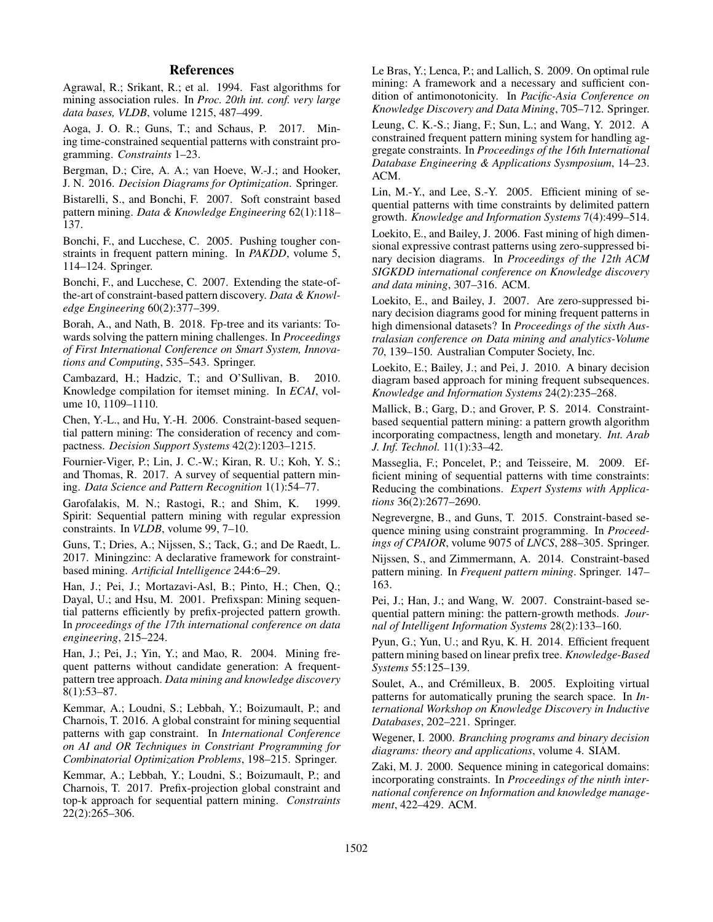## References

Agrawal, R.; Srikant, R.; et al. 1994. Fast algorithms for mining association rules. In *Proc. 20th int. conf. very large data bases, VLDB*, volume 1215, 487–499.

Aoga, J. O. R.; Guns, T.; and Schaus, P. 2017. Mining time-constrained sequential patterns with constraint programming. *Constraints* 1–23.

Bergman, D.; Cire, A. A.; van Hoeve, W.-J.; and Hooker, J. N. 2016. *Decision Diagrams for Optimization*. Springer.

Bistarelli, S., and Bonchi, F. 2007. Soft constraint based pattern mining. *Data & Knowledge Engineering* 62(1):118–137.

Bonchi, F., and Lucchese, C. 2005. Pushing tougher constraints in frequent pattern mining. In *PAKDD*, volume 5, 114–124. Springer.

Bonchi, F., and Lucchese, C. 2007. Extending the state-of-the-art of constraint-based pattern discovery. *Data & Knowledge Engineering* 60(2):377–399.

Borah, A., and Nath, B. 2018. Fp-tree and its variants: Towards solving the pattern mining challenges. In *Proceedings of First International Conference on Smart System, Innovations and Computing*, 535–543. Springer.

Cambazard, H.; Hadzic, T.; and O'Sullivan, B. 2010. Knowledge compilation for itemset mining. In *ECAI*, volume 10, 1109–1110.

Chen, Y.-L., and Hu, Y.-H. 2006. Constraint-based sequential pattern mining: The consideration of recency and compactness. *Decision Support Systems* 42(2):1203–1215.

Fournier-Viger, P.; Lin, J. C.-W.; Kiran, R. U.; Koh, Y. S.; and Thomas, R. 2017. A survey of sequential pattern mining. *Data Science and Pattern Recognition* 1(1):54–77.

Garofalakis, M. N.; Rastogi, R.; and Shim, K. 1999. Spirit: Sequential pattern mining with regular expression constraints. In *VLDB*, volume 99, 7–10.

Guns, T.; Dries, A.; Nijssen, S.; Tack, G.; and De Raedt, L. 2017. Miningzinc: A declarative framework for constraint-based mining. *Artificial Intelligence* 244:6–29.

Han, J.; Pei, J.; Mortazavi-Asl, B.; Pinto, H.; Chen, Q.; Dayal, U.; and Hsu, M. 2001. Prefixspan: Mining sequential patterns efficiently by prefix-projected pattern growth. In *proceedings of the 17th international conference on data engineering*, 215–224.

Han, J.; Pei, J.; Yin, Y.; and Mao, R. 2004. Mining frequent patterns without candidate generation: A frequent-pattern tree approach. *Data mining and knowledge discovery* 8(1):53–87.

Kemmar, A.; Loudni, S.; Lebbah, Y.; Boizumault, P.; and Charnois, T. 2016. A global constraint for mining sequential patterns with gap constraint. In *International Conference on AI and OR Techniques in Constriant Programming for Combinatorial Optimization Problems*, 198–215. Springer.

Kemmar, A.; Lebbah, Y.; Loudni, S.; Boizumault, P.; and Charnois, T. 2017. Prefix-projection global constraint and top-k approach for sequential pattern mining. *Constraints* 22(2):265–306.

Le Bras, Y.; Lenca, P.; and Lallich, S. 2009. On optimal rule mining: A framework and a necessary and sufficient condition of antimonotonicity. In *Pacific-Asia Conference on Knowledge Discovery and Data Mining*, 705–712. Springer.

Leung, C. K.-S.; Jiang, F.; Sun, L.; and Wang, Y. 2012. A constrained frequent pattern mining system for handling aggregate constraints. In *Proceedings of the 16th International Database Engineering & Applications Sysmposium*, 14–23. ACM.

Lin, M.-Y., and Lee, S.-Y. 2005. Efficient mining of sequential patterns with time constraints by delimited pattern growth. *Knowledge and Information Systems* 7(4):499–514.

Loekito, E., and Bailey, J. 2006. Fast mining of high dimensional expressive contrast patterns using zero-suppressed binary decision diagrams. In *Proceedings of the 12th ACM SIGKDD international conference on Knowledge discovery and data mining*, 307–316. ACM.

Loekito, E., and Bailey, J. 2007. Are zero-suppressed binary decision diagrams good for mining frequent patterns in high dimensional datasets? In *Proceedings of the sixth Australasian conference on Data mining and analytics-Volume 70*, 139–150. Australian Computer Society, Inc.

Loekito, E.; Bailey, J.; and Pei, J. 2010. A binary decision diagram based approach for mining frequent subsequences. *Knowledge and Information Systems* 24(2):235–268.

Mallick, B.; Garg, D.; and Grover, P. S. 2014. Constraint-based sequential pattern mining: a pattern growth algorithm incorporating compactness, length and monetary. *Int. Arab J. Inf. Technol.* 11(1):33–42.

Masseglia, F.; Poncelet, P.; and Teisseire, M. 2009. Efficient mining of sequential patterns with time constraints: Reducing the combinations. *Expert Systems with Applications* 36(2):2677–2690.

Negrevergne, B., and Guns, T. 2015. Constraint-based sequence mining using constraint programming. In *Proceedings of CPAIOR*, volume 9075 of *LNCS*, 288–305. Springer.

Nijssen, S., and Zimmermann, A. 2014. Constraint-based pattern mining. In *Frequent pattern mining*. Springer. 147–163.

Pei, J.; Han, J.; and Wang, W. 2007. Constraint-based sequential pattern mining: the pattern-growth methods. *Journal of Intelligent Information Systems* 28(2):133–160.

Pyun, G.; Yun, U.; and Ryu, K. H. 2014. Efficient frequent pattern mining based on linear prefix tree. *Knowledge-Based Systems* 55:125–139.

Soulet, A., and Crémilleux, B. 2005. Exploiting virtual patterns for automatically pruning the search space. In *International Workshop on Knowledge Discovery in Inductive Databases*, 202–221. Springer.

Wegener, I. 2000. *Branching programs and binary decision diagrams: theory and applications*, volume 4. SIAM.

Zaki, M. J. 2000. Sequence mining in categorical domains: incorporating constraints. In *Proceedings of the ninth international conference on Information and knowledge management*, 422–429. ACM.